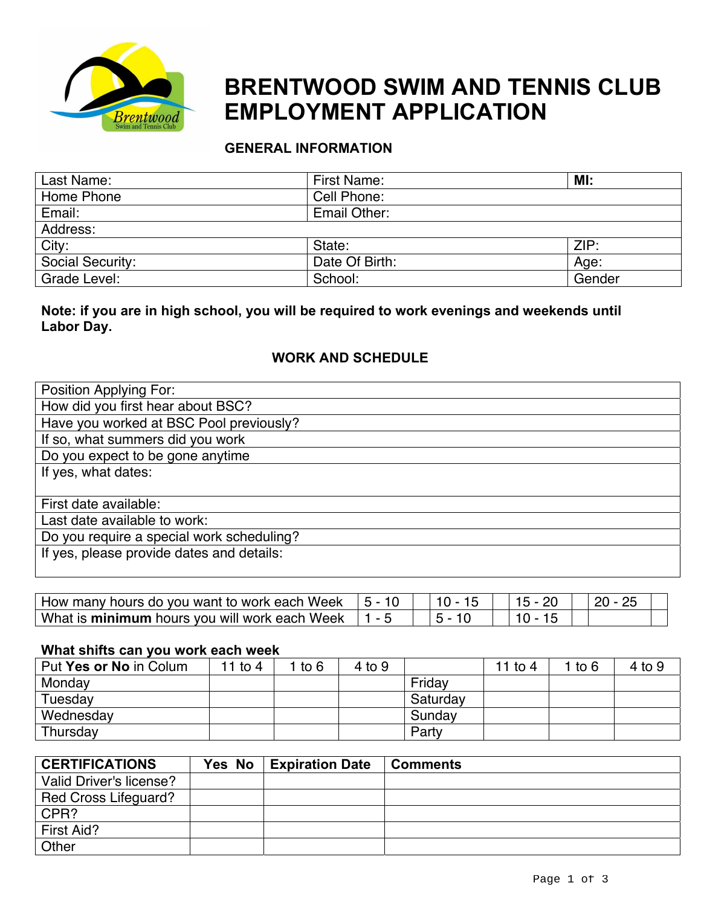# BRENTWOOD SWIM AND TENNIS CLUB EMPLOYMENT APPLICATION

## GENERAL INFORMATION

| Last Name: | First Name: | **MI:** |
|---|---|---|
| Home Phone | Cell Phone: | |
| Email: | Email Other: | |
| Address: | | |
| City: | State: | ZIP: |
| Social Security: | Date Of Birth: | Age: |
| Grade Level: | School: | Gender |

**Note: if you are in high school, you will be required to work evenings and weekends until Labor Day.**

## WORK AND SCHEDULE

| Position Applying For: |
|---|
| How did you first hear about BSC? |
| Have you worked at BSC Pool previously? |
| If so, what summers did you work |
| Do you expect to be gone anytime |
| If yes, what dates: |
| First date available: |
| Last date available to work: |
| Do you require a special work scheduling? |
| If yes, please provide dates and details: |

| How many hours do you want to work each Week | 5 - 10 | | 10 - 15 | | 15 - 20 | | 20 - 25 | |
|---|---|---|---|---|---|---|---|---|
| What is **minimum** hours you will work each Week | 1 - 5 | | 5 - 10 | | 10 - 15 | | | |

**What shifts can you work each week**

| Put **Yes or No** in Colum | 11 to 4 | 1 to 6 | 4 to 9 | | 11 to 4 | 1 to 6 | 4 to 9 |
|---|---|---|---|---|---|---|---|
| Monday | | | | Friday | | | |
| Tuesday | | | | Saturday | | | |
| Wednesday | | | | Sunday | | | |
| Thursday | | | | Party | | | |

| **CERTIFICATIONS** | **Yes No** | **Expiration Date** | **Comments** |
|---|---|---|---|
| Valid Driver's license? | | | |
| Red Cross Lifeguard? | | | |
| CPR? | | | |
| First Aid? | | | |
| Other | | | |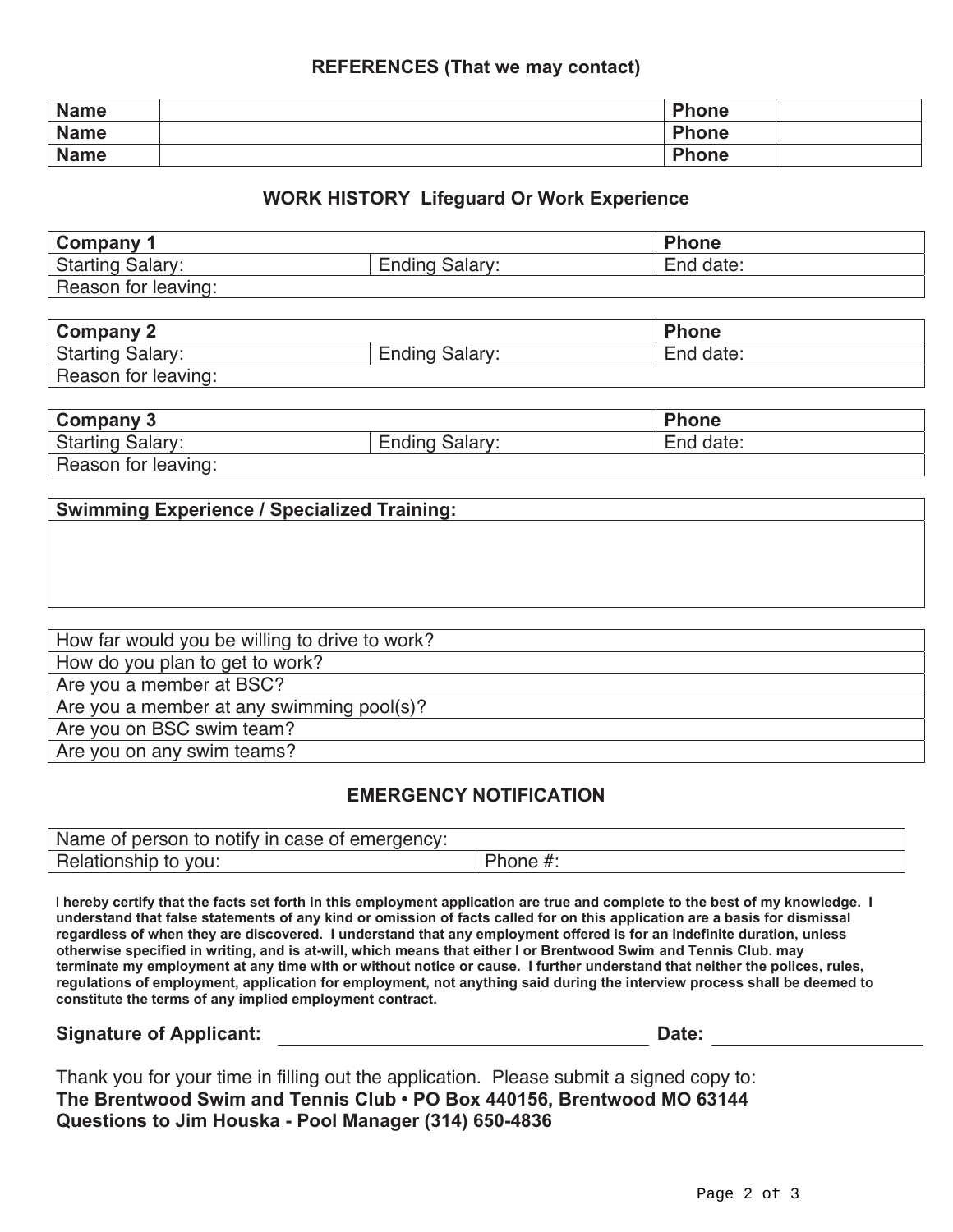### REFERENCES (That we may contact)

| Name | | Phone | |
|---|---|---|---|
| Name | | Phone | |
| Name | | Phone | |

### WORK HISTORY Lifeguard Or Work Experience

| Company 1 | | Phone |
|---|---|---|
| Starting Salary: | Ending Salary: | End date: |
| Reason for leaving: | | |

| Company 2 | | Phone |
|---|---|---|
| Starting Salary: | Ending Salary: | End date: |
| Reason for leaving: | | |

| Company 3 | | Phone |
|---|---|---|
| Starting Salary: | Ending Salary: | End date: |
| Reason for leaving: | | |

| Swimming Experience / Specialized Training: |
|---|
| |

| |
|---|
| How far would you be willing to drive to work? |
| How do you plan to get to work? |
| Are you a member at BSC? |
| Are you a member at any swimming pool(s)? |
| Are you on BSC swim team? |
| Are you on any swim teams? |

### EMERGENCY NOTIFICATION

| Name of person to notify in case of emergency: | |
|---|---|
| Relationship to you: | Phone #: |

**I hereby certify that the facts set forth in this employment application are true and complete to the best of my knowledge. I understand that false statements of any kind or omission of facts called for on this application are a basis for dismissal regardless of when they are discovered. I understand that any employment offered is for an indefinite duration, unless otherwise specified in writing, and is at-will, which means that either I or Brentwood Swim and Tennis Club. may terminate my employment at any time with or without notice or cause. I further understand that neither the polices, rules, regulations of employment, application for employment, not anything said during the interview process shall be deemed to constitute the terms of any implied employment contract.**

**Signature of Applicant:** \_\_\_\_\_\_\_\_\_\_\_\_\_\_\_\_\_\_\_\_\_\_\_\_\_\_\_\_ **Date:** \_\_\_\_\_\_\_\_\_\_\_\_\_\_\_\_

Thank you for your time in filling out the application. Please submit a signed copy to:
**The Brentwood Swim and Tennis Club • PO Box 440156, Brentwood MO 63144**
**Questions to Jim Houska - Pool Manager (314) 650-4836**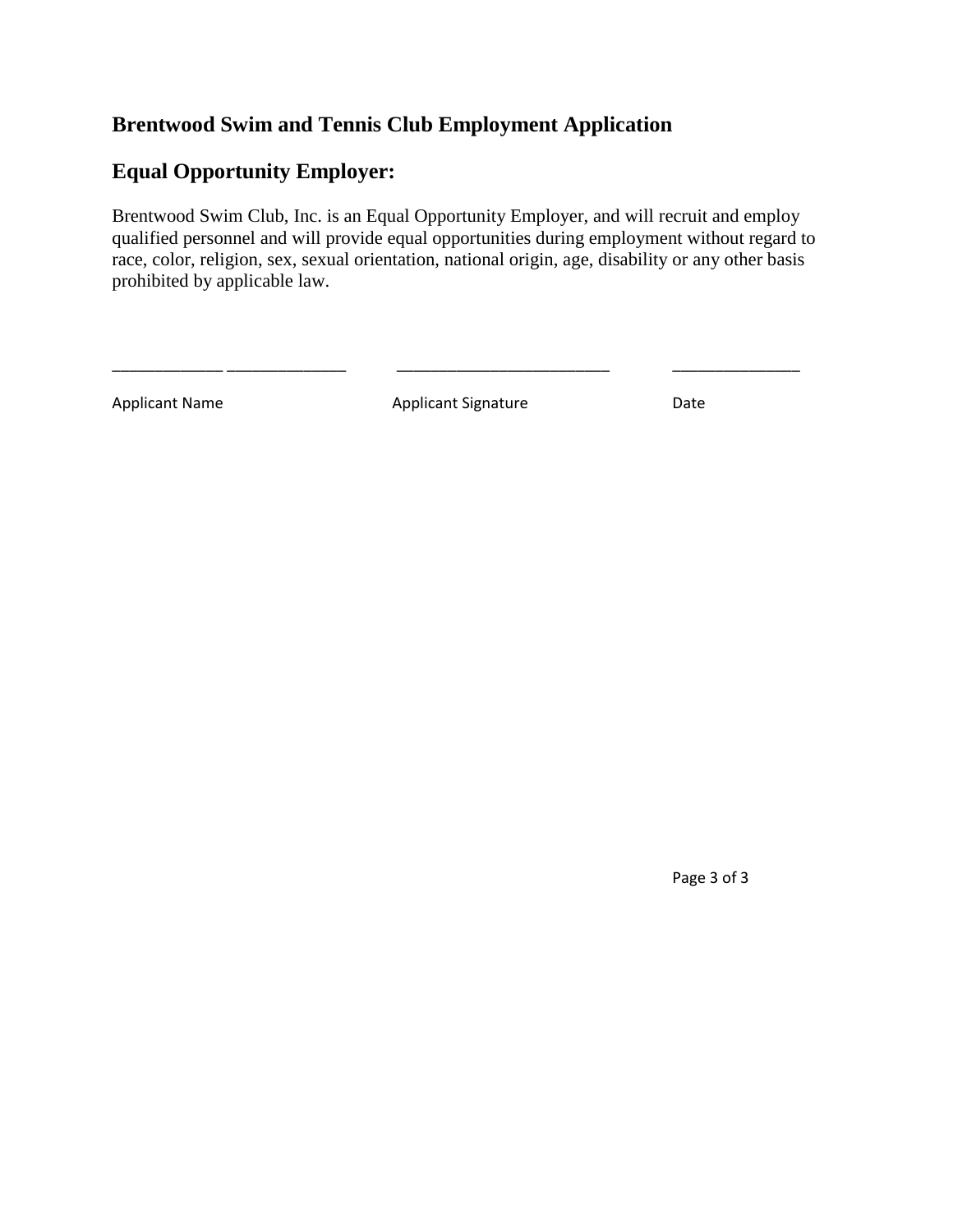## Brentwood Swim and Tennis Club Employment Application

## Equal Opportunity Employer:

Brentwood Swim Club, Inc. is an Equal Opportunity Employer, and will recruit and employ qualified personnel and will provide equal opportunities during employment without regard to race, color, religion, sex, sexual orientation, national origin, age, disability or any other basis prohibited by applicable law.

\_\_\_\_\_\_\_\_\_\_\_\_\_\_\_\_\_\_\_\_\_\_\_\_\_\_\_\_ \_\_\_\_\_\_\_\_\_\_\_\_\_\_\_\_\_\_\_\_\_\_\_\_\_\_\_\_ \_\_\_\_\_\_\_\_\_\_\_\_\_\_\_\_\_\_\_\_

Applicant Name Applicant Signature Date